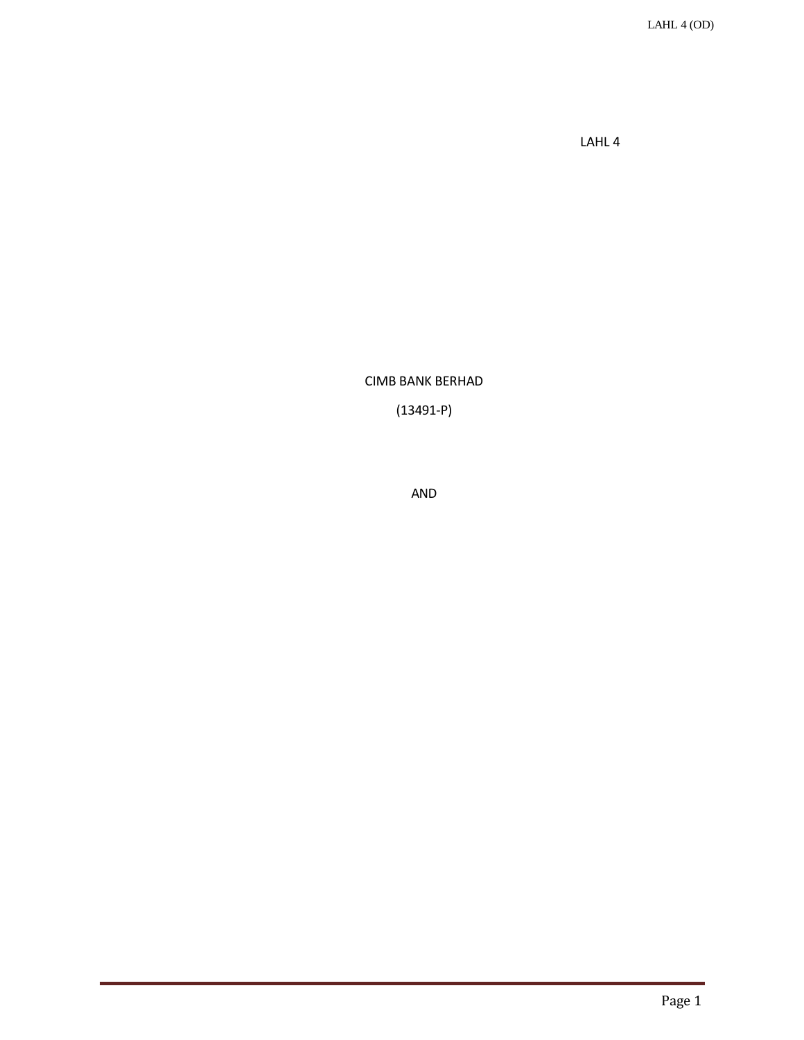LAHL 4

CIMB BANK BERHAD

(13491-P)

AND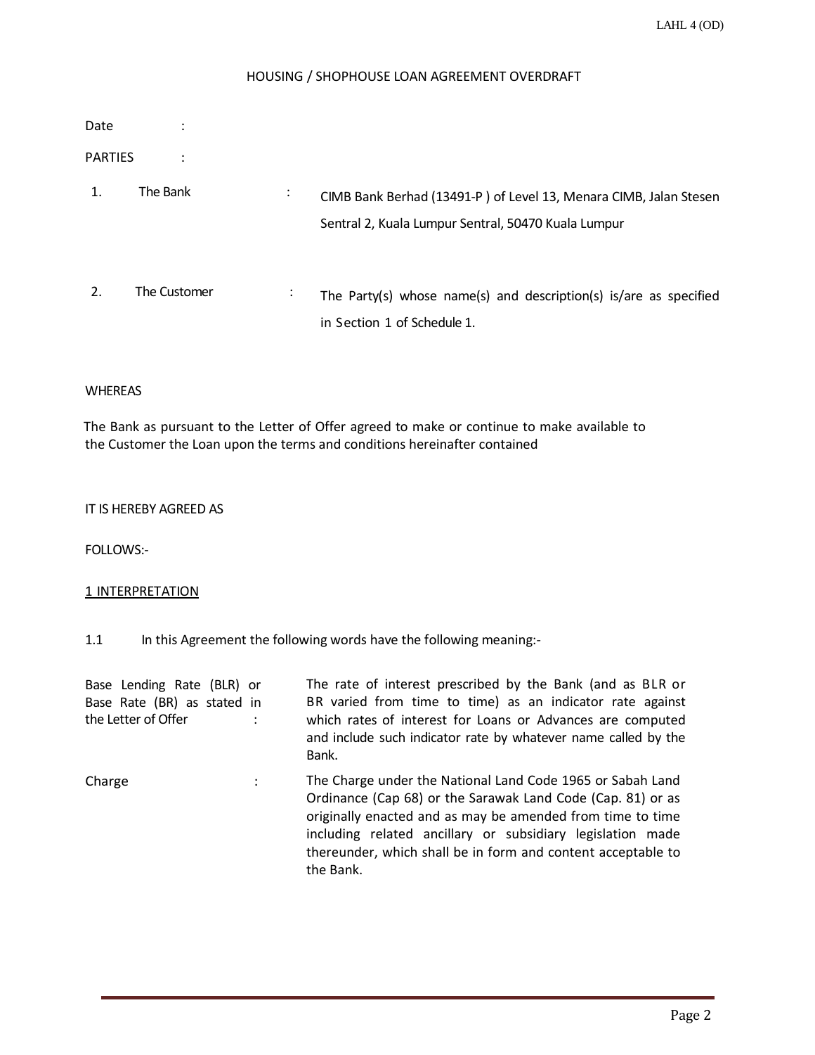# HOUSING / SHOPHOUSE LOAN AGREEMENT OVERDRAFT

Date :

PARTIES :

| | | | |
|---|---|---|---|
| 1. | The Bank | : | CIMB Bank Berhad (13491-P ) of Level 13, Menara CIMB, Jalan Stesen Sentral 2, Kuala Lumpur Sentral, 50470 Kuala Lumpur |
| 2. | The Customer | : | The Party(s) whose name(s) and description(s) is/are as specified in Section 1 of Schedule 1. |

WHEREAS

The Bank as pursuant to the Letter of Offer agreed to make or continue to make available to the Customer the Loan upon the terms and conditions hereinafter contained

IT IS HEREBY AGREED AS

FOLLOWS:-

## 1 INTERPRETATION

1.1 In this Agreement the following words have the following meaning:-

| | | |
|---|---|---|
| Base Lending Rate (BLR) or Base Rate (BR) as stated in the Letter of Offer | : | The rate of interest prescribed by the Bank (and as BLR or BR varied from time to time) as an indicator rate against which rates of interest for Loans or Advances are computed and include such indicator rate by whatever name called by the Bank. |
| Charge | : | The Charge under the National Land Code 1965 or Sabah Land Ordinance (Cap 68) or the Sarawak Land Code (Cap. 81) or as originally enacted and as may be amended from time to time including related ancillary or subsidiary legislation made thereunder, which shall be in form and content acceptable to the Bank. |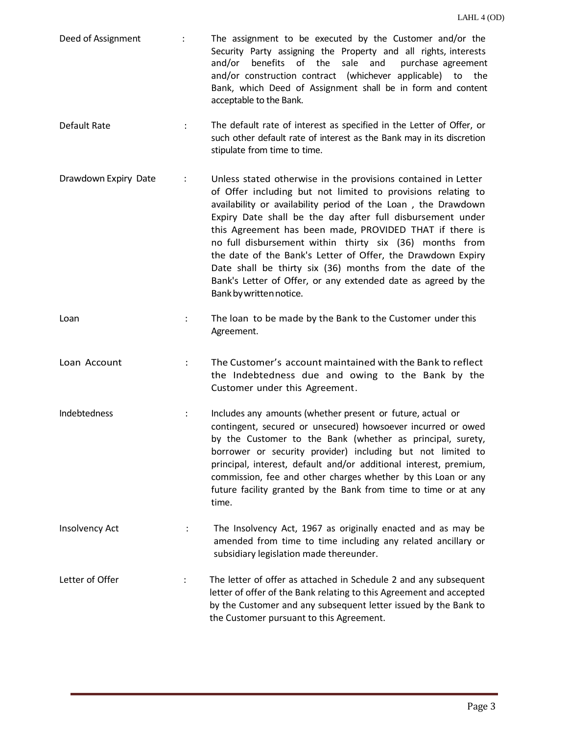| | | |
|---|---|---|
| Deed of Assignment | : | The assignment to be executed by the Customer and/or the Security Party assigning the Property and all rights, interests and/or benefits of the sale and purchase agreement and/or construction contract (whichever applicable) to the Bank, which Deed of Assignment shall be in form and content acceptable to the Bank. |
| Default Rate | : | The default rate of interest as specified in the Letter of Offer, or such other default rate of interest as the Bank may in its discretion stipulate from time to time. |
| Drawdown Expiry Date | : | Unless stated otherwise in the provisions contained in Letter of Offer including but not limited to provisions relating to availability or availability period of the Loan , the Drawdown Expiry Date shall be the day after full disbursement under this Agreement has been made, PROVIDED THAT if there is no full disbursement within thirty six (36) months from the date of the Bank's Letter of Offer, the Drawdown Expiry Date shall be thirty six (36) months from the date of the Bank's Letter of Offer, or any extended date as agreed by the Bank by written notice. |
| Loan | : | The loan to be made by the Bank to the Customer under this Agreement. |
| Loan Account | : | The Customer's account maintained with the Bank to reflect the Indebtedness due and owing to the Bank by the Customer under this Agreement. |
| Indebtedness | : | Includes any amounts (whether present or future, actual or contingent, secured or unsecured) howsoever incurred or owed by the Customer to the Bank (whether as principal, surety, borrower or security provider) including but not limited to principal, interest, default and/or additional interest, premium, commission, fee and other charges whether by this Loan or any future facility granted by the Bank from time to time or at any time. |
| Insolvency Act | : | The Insolvency Act, 1967 as originally enacted and as may be amended from time to time including any related ancillary or subsidiary legislation made thereunder. |
| Letter of Offer | : | The letter of offer as attached in Schedule 2 and any subsequent letter of offer of the Bank relating to this Agreement and accepted by the Customer and any subsequent letter issued by the Bank to the Customer pursuant to this Agreement. |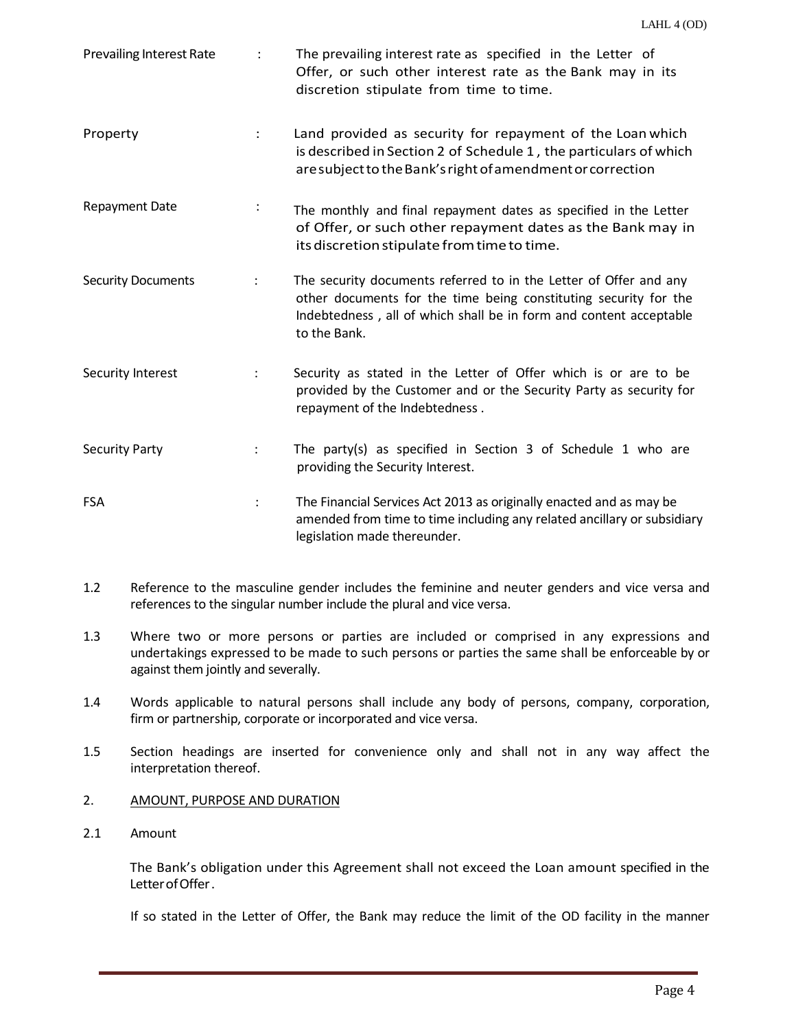| | | |
|---|---|---|
| Prevailing Interest Rate | : | The prevailing interest rate as specified in the Letter of Offer, or such other interest rate as the Bank may in its discretion stipulate from time to time. |
| Property | : | Land provided as security for repayment of the Loan which is described in Section 2 of Schedule 1 , the particulars of which are subject to the Bank's right of amendment or correction |
| Repayment Date | : | The monthly and final repayment dates as specified in the Letter of Offer, or such other repayment dates as the Bank may in its discretion stipulate from time to time. |
| Security Documents | : | The security documents referred to in the Letter of Offer and any other documents for the time being constituting security for the Indebtedness , all of which shall be in form and content acceptable to the Bank. |
| Security Interest | : | Security as stated in the Letter of Offer which is or are to be provided by the Customer and or the Security Party as security for repayment of the Indebtedness . |
| Security Party | : | The party(s) as specified in Section 3 of Schedule 1 who are providing the Security Interest. |
| FSA | : | The Financial Services Act 2013 as originally enacted and as may be amended from time to time including any related ancillary or subsidiary legislation made thereunder. |

1.2 Reference to the masculine gender includes the feminine and neuter genders and vice versa and references to the singular number include the plural and vice versa.

1.3 Where two or more persons or parties are included or comprised in any expressions and undertakings expressed to be made to such persons or parties the same shall be enforceable by or against them jointly and severally.

1.4 Words applicable to natural persons shall include any body of persons, company, corporation, firm or partnership, corporate or incorporated and vice versa.

1.5 Section headings are inserted for convenience only and shall not in any way affect the interpretation thereof.

## 2. AMOUNT, PURPOSE AND DURATION

2.1 Amount

The Bank's obligation under this Agreement shall not exceed the Loan amount specified in the Letter of Offer.

If so stated in the Letter of Offer, the Bank may reduce the limit of the OD facility in the manner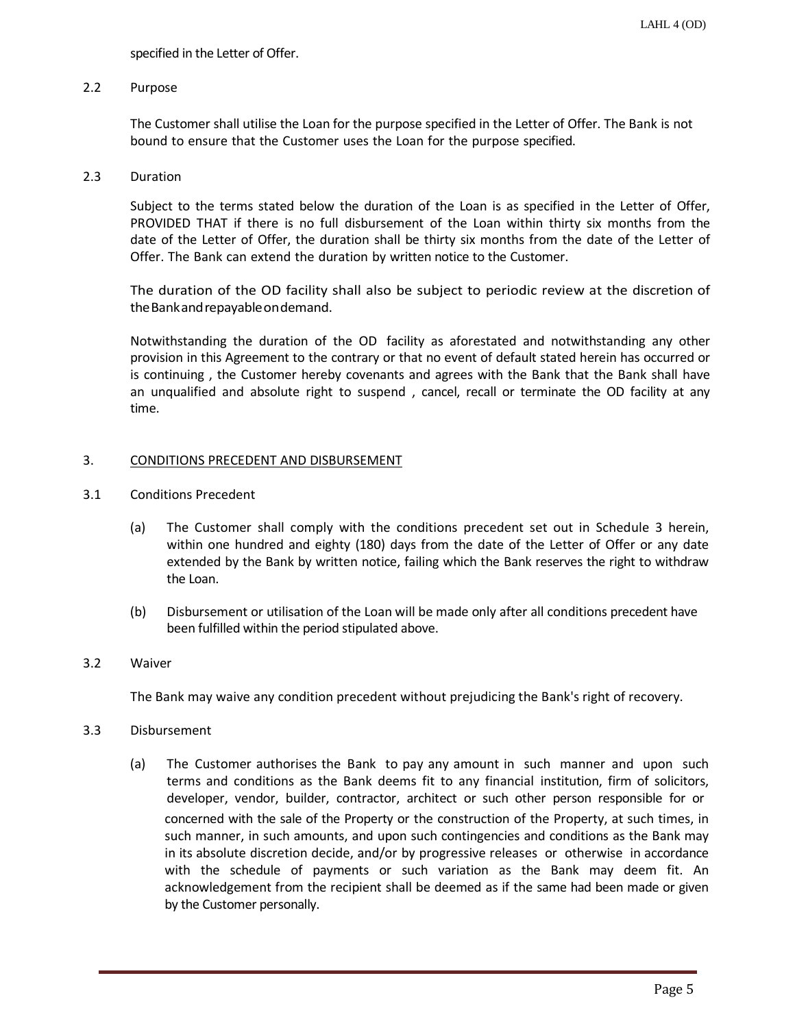specified in the Letter of Offer.

2.2 Purpose

The Customer shall utilise the Loan for the purpose specified in the Letter of Offer. The Bank is not bound to ensure that the Customer uses the Loan for the purpose specified.

2.3 Duration

Subject to the terms stated below the duration of the Loan is as specified in the Letter of Offer, PROVIDED THAT if there is no full disbursement of the Loan within thirty six months from the date of the Letter of Offer, the duration shall be thirty six months from the date of the Letter of Offer. The Bank can extend the duration by written notice to the Customer.

The duration of the OD facility shall also be subject to periodic review at the discretion of the Bank and repayable on demand.

Notwithstanding the duration of the OD facility as aforestated and notwithstanding any other provision in this Agreement to the contrary or that no event of default stated herein has occurred or is continuing , the Customer hereby covenants and agrees with the Bank that the Bank shall have an unqualified and absolute right to suspend , cancel, recall or terminate the OD facility at any time.

## 3. CONDITIONS PRECEDENT AND DISBURSEMENT

3.1 Conditions Precedent

(a) The Customer shall comply with the conditions precedent set out in Schedule 3 herein, within one hundred and eighty (180) days from the date of the Letter of Offer or any date extended by the Bank by written notice, failing which the Bank reserves the right to withdraw the Loan.

(b) Disbursement or utilisation of the Loan will be made only after all conditions precedent have been fulfilled within the period stipulated above.

3.2 Waiver

The Bank may waive any condition precedent without prejudicing the Bank's right of recovery.

3.3 Disbursement

(a) The Customer authorises the Bank to pay any amount in such manner and upon such terms and conditions as the Bank deems fit to any financial institution, firm of solicitors, developer, vendor, builder, contractor, architect or such other person responsible for or concerned with the sale of the Property or the construction of the Property, at such times, in such manner, in such amounts, and upon such contingencies and conditions as the Bank may in its absolute discretion decide, and/or by progressive releases or otherwise in accordance with the schedule of payments or such variation as the Bank may deem fit. An acknowledgement from the recipient shall be deemed as if the same had been made or given by the Customer personally.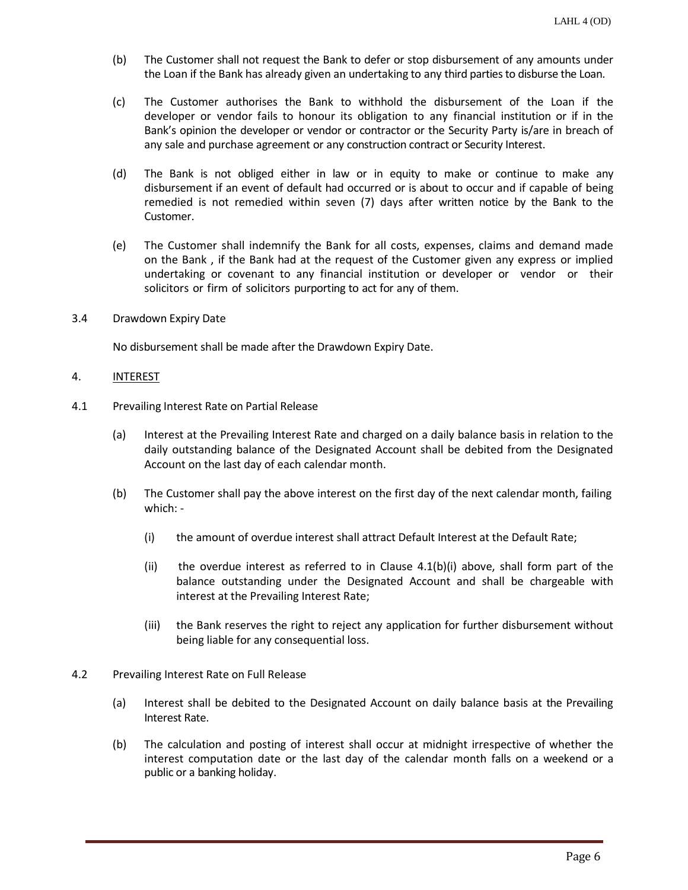(b) The Customer shall not request the Bank to defer or stop disbursement of any amounts under the Loan if the Bank has already given an undertaking to any third parties to disburse the Loan.

(c) The Customer authorises the Bank to withhold the disbursement of the Loan if the developer or vendor fails to honour its obligation to any financial institution or if in the Bank's opinion the developer or vendor or contractor or the Security Party is/are in breach of any sale and purchase agreement or any construction contract or Security Interest.

(d) The Bank is not obliged either in law or in equity to make or continue to make any disbursement if an event of default had occurred or is about to occur and if capable of being remedied is not remedied within seven (7) days after written notice by the Bank to the Customer.

(e) The Customer shall indemnify the Bank for all costs, expenses, claims and demand made on the Bank , if the Bank had at the request of the Customer given any express or implied undertaking or covenant to any financial institution or developer or vendor or their solicitors or firm of solicitors purporting to act for any of them.

3.4 Drawdown Expiry Date

No disbursement shall be made after the Drawdown Expiry Date.

4. <u>INTEREST</u>

4.1 Prevailing Interest Rate on Partial Release

(a) Interest at the Prevailing Interest Rate and charged on a daily balance basis in relation to the daily outstanding balance of the Designated Account shall be debited from the Designated Account on the last day of each calendar month.

(b) The Customer shall pay the above interest on the first day of the next calendar month, failing which: -

(i) the amount of overdue interest shall attract Default Interest at the Default Rate;

(ii) the overdue interest as referred to in Clause 4.1(b)(i) above, shall form part of the balance outstanding under the Designated Account and shall be chargeable with interest at the Prevailing Interest Rate;

(iii) the Bank reserves the right to reject any application for further disbursement without being liable for any consequential loss.

4.2 Prevailing Interest Rate on Full Release

(a) Interest shall be debited to the Designated Account on daily balance basis at the Prevailing Interest Rate.

(b) The calculation and posting of interest shall occur at midnight irrespective of whether the interest computation date or the last day of the calendar month falls on a weekend or a public or a banking holiday.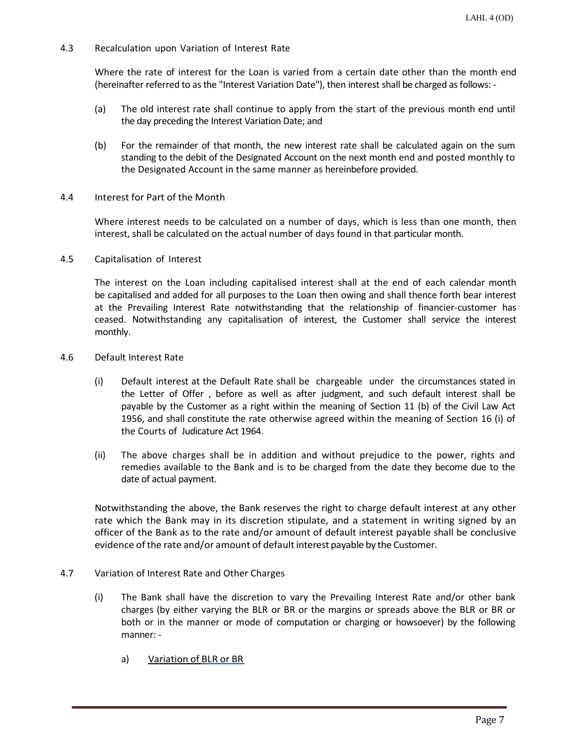### 4.3 Recalculation upon Variation of Interest Rate

Where the rate of interest for the Loan is varied from a certain date other than the month end (hereinafter referred to as the "Interest Variation Date"), then interest shall be charged as follows: -

(a) The old interest rate shall continue to apply from the start of the previous month end until the day preceding the Interest Variation Date; and

(b) For the remainder of that month, the new interest rate shall be calculated again on the sum standing to the debit of the Designated Account on the next month end and posted monthly to the Designated Account in the same manner as hereinbefore provided.

### 4.4 Interest for Part of the Month

Where interest needs to be calculated on a number of days, which is less than one month, then interest, shall be calculated on the actual number of days found in that particular month.

### 4.5 Capitalisation of Interest

The interest on the Loan including capitalised interest shall at the end of each calendar month be capitalised and added for all purposes to the Loan then owing and shall thence forth bear interest at the Prevailing Interest Rate notwithstanding that the relationship of financier-customer has ceased. Notwithstanding any capitalisation of interest, the Customer shall service the interest monthly.

### 4.6 Default Interest Rate

(i) Default interest at the Default Rate shall be chargeable under the circumstances stated in the Letter of Offer , before as well as after judgment, and such default interest shall be payable by the Customer as a right within the meaning of Section 11 (b) of the Civil Law Act 1956, and shall constitute the rate otherwise agreed within the meaning of Section 16 (i) of the Courts of Judicature Act 1964.

(ii) The above charges shall be in addition and without prejudice to the power, rights and remedies available to the Bank and is to be charged from the date they become due to the date of actual payment.

Notwithstanding the above, the Bank reserves the right to charge default interest at any other rate which the Bank may in its discretion stipulate, and a statement in writing signed by an officer of the Bank as to the rate and/or amount of default interest payable shall be conclusive evidence of the rate and/or amount of default interest payable by the Customer.

### 4.7 Variation of Interest Rate and Other Charges

(i) The Bank shall have the discretion to vary the Prevailing Interest Rate and/or other bank charges (by either varying the BLR or BR or the margins or spreads above the BLR or BR or both or in the manner or mode of computation or charging or howsoever) by the following manner: -

a) <u>Variation of BLR or BR</u>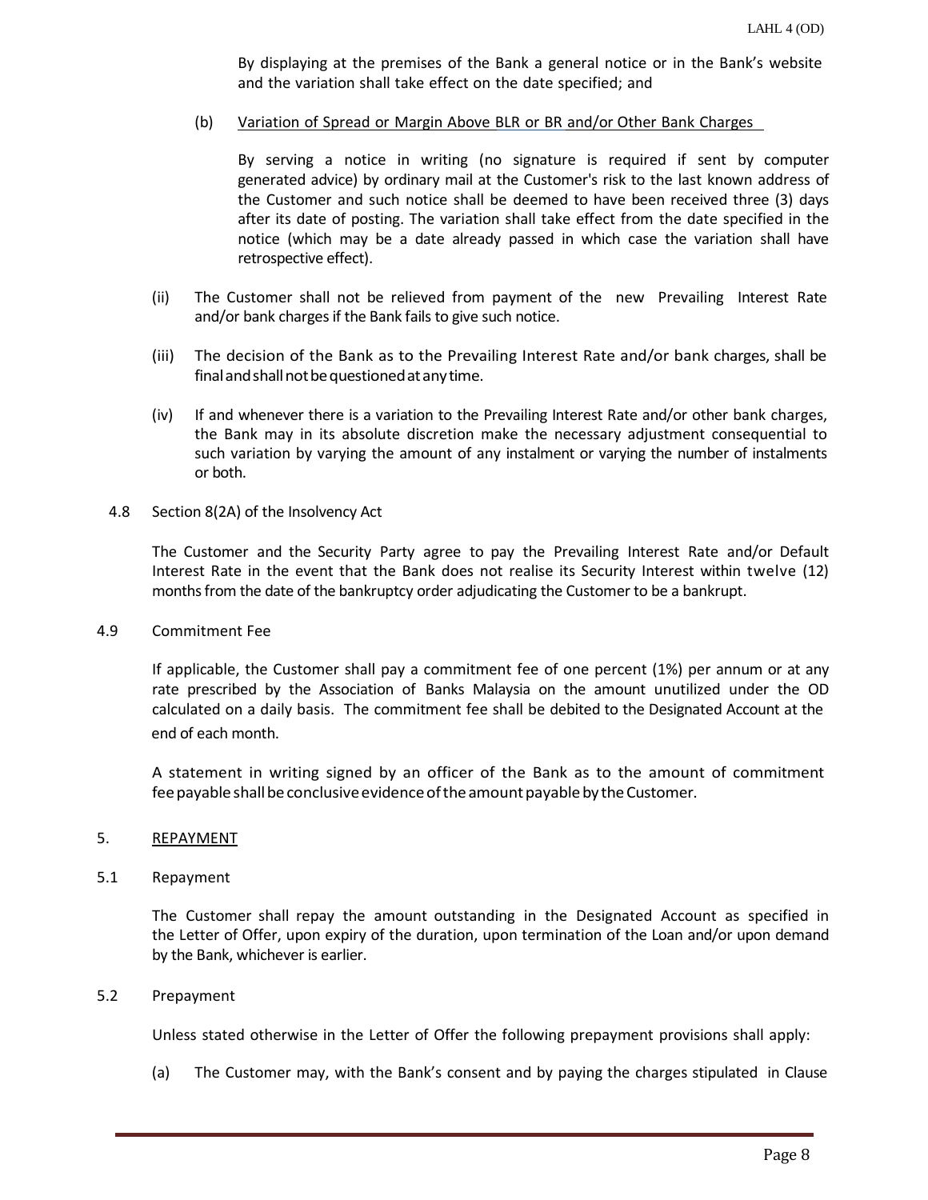By displaying at the premises of the Bank a general notice or in the Bank's website and the variation shall take effect on the date specified; and

(b) <u>Variation of Spread or Margin Above BLR or BR and/or Other Bank Charges</u>

By serving a notice in writing (no signature is required if sent by computer generated advice) by ordinary mail at the Customer's risk to the last known address of the Customer and such notice shall be deemed to have been received three (3) days after its date of posting. The variation shall take effect from the date specified in the notice (which may be a date already passed in which case the variation shall have retrospective effect).

(ii) The Customer shall not be relieved from payment of the new Prevailing Interest Rate and/or bank charges if the Bank fails to give such notice.

(iii) The decision of the Bank as to the Prevailing Interest Rate and/or bank charges, shall be final and shall not be questioned at any time.

(iv) If and whenever there is a variation to the Prevailing Interest Rate and/or other bank charges, the Bank may in its absolute discretion make the necessary adjustment consequential to such variation by varying the amount of any instalment or varying the number of instalments or both.

4.8 Section 8(2A) of the Insolvency Act

The Customer and the Security Party agree to pay the Prevailing Interest Rate and/or Default Interest Rate in the event that the Bank does not realise its Security Interest within twelve (12) months from the date of the bankruptcy order adjudicating the Customer to be a bankrupt.

4.9 Commitment Fee

If applicable, the Customer shall pay a commitment fee of one percent (1%) per annum or at any rate prescribed by the Association of Banks Malaysia on the amount unutilized under the OD calculated on a daily basis. The commitment fee shall be debited to the Designated Account at the end of each month.

A statement in writing signed by an officer of the Bank as to the amount of commitment fee payable shall be conclusive evidence of the amount payable by the Customer.

## 5. <u>REPAYMENT</u>

5.1 Repayment

The Customer shall repay the amount outstanding in the Designated Account as specified in the Letter of Offer, upon expiry of the duration, upon termination of the Loan and/or upon demand by the Bank, whichever is earlier.

5.2 Prepayment

Unless stated otherwise in the Letter of Offer the following prepayment provisions shall apply:

(a) The Customer may, with the Bank's consent and by paying the charges stipulated in Clause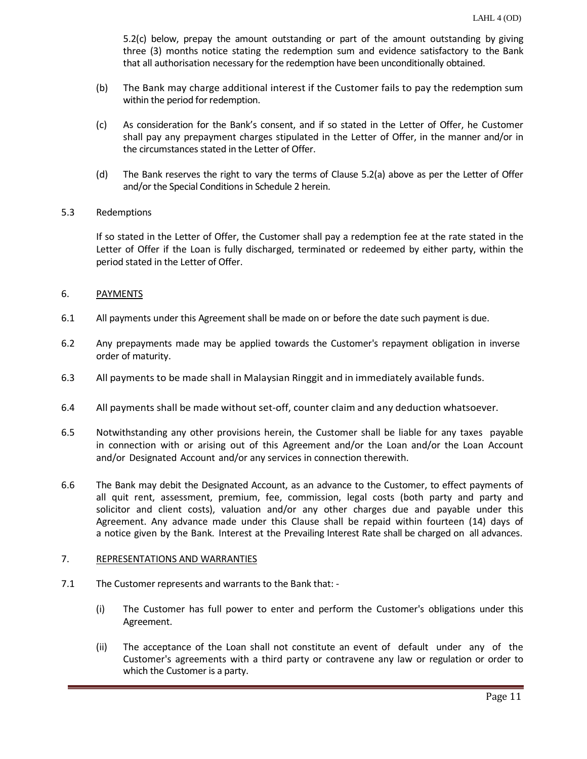5.2(c) below, prepay the amount outstanding or part of the amount outstanding by giving three (3) months notice stating the redemption sum and evidence satisfactory to the Bank that all authorisation necessary for the redemption have been unconditionally obtained.

(b) The Bank may charge additional interest if the Customer fails to pay the redemption sum within the period for redemption.

(c) As consideration for the Bank's consent, and if so stated in the Letter of Offer, he Customer shall pay any prepayment charges stipulated in the Letter of Offer, in the manner and/or in the circumstances stated in the Letter of Offer.

(d) The Bank reserves the right to vary the terms of Clause 5.2(a) above as per the Letter of Offer and/or the Special Conditions in Schedule 2 herein.

5.3 Redemptions

If so stated in the Letter of Offer, the Customer shall pay a redemption fee at the rate stated in the Letter of Offer if the Loan is fully discharged, terminated or redeemed by either party, within the period stated in the Letter of Offer.

6. <u>PAYMENTS</u>

6.1 All payments under this Agreement shall be made on or before the date such payment is due.

6.2 Any prepayments made may be applied towards the Customer's repayment obligation in inverse order of maturity.

6.3 All payments to be made shall in Malaysian Ringgit and in immediately available funds.

6.4 All payments shall be made without set-off, counter claim and any deduction whatsoever.

6.5 Notwithstanding any other provisions herein, the Customer shall be liable for any taxes payable in connection with or arising out of this Agreement and/or the Loan and/or the Loan Account and/or Designated Account and/or any services in connection therewith.

6.6 The Bank may debit the Designated Account, as an advance to the Customer, to effect payments of all quit rent, assessment, premium, fee, commission, legal costs (both party and party and solicitor and client costs), valuation and/or any other charges due and payable under this Agreement. Any advance made under this Clause shall be repaid within fourteen (14) days of a notice given by the Bank. Interest at the Prevailing Interest Rate shall be charged on all advances.

7. <u>REPRESENTATIONS AND WARRANTIES</u>

7.1 The Customer represents and warrants to the Bank that: -

(i) The Customer has full power to enter and perform the Customer's obligations under this Agreement.

(ii) The acceptance of the Loan shall not constitute an event of default under any of the Customer's agreements with a third party or contravene any law or regulation or order to which the Customer is a party.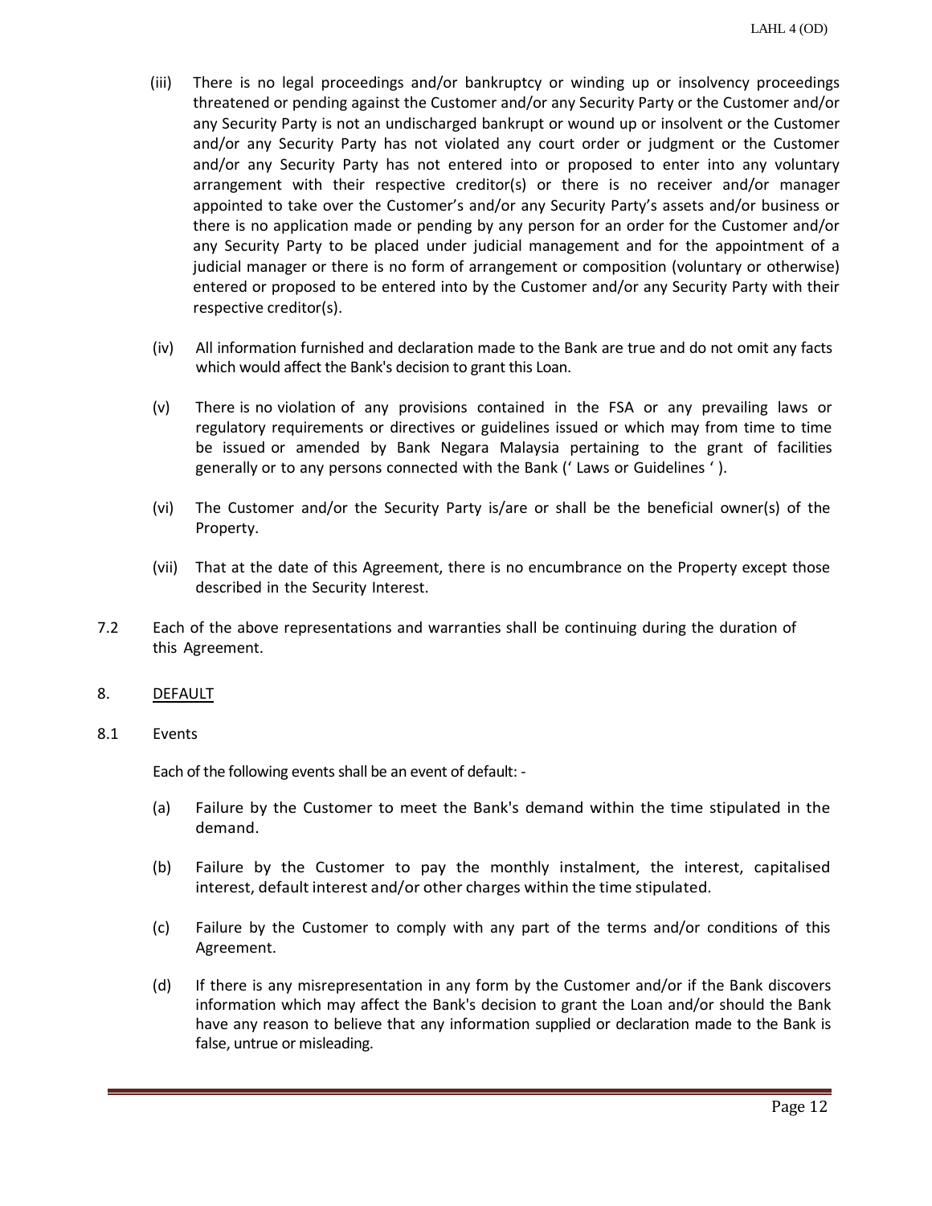(iii) There is no legal proceedings and/or bankruptcy or winding up or insolvency proceedings threatened or pending against the Customer and/or any Security Party or the Customer and/or any Security Party is not an undischarged bankrupt or wound up or insolvent or the Customer and/or any Security Party has not violated any court order or judgment or the Customer and/or any Security Party has not entered into or proposed to enter into any voluntary arrangement with their respective creditor(s) or there is no receiver and/or manager appointed to take over the Customer's and/or any Security Party's assets and/or business or there is no application made or pending by any person for an order for the Customer and/or any Security Party to be placed under judicial management and for the appointment of a judicial manager or there is no form of arrangement or composition (voluntary or otherwise) entered or proposed to be entered into by the Customer and/or any Security Party with their respective creditor(s).

(iv) All information furnished and declaration made to the Bank are true and do not omit any facts which would affect the Bank's decision to grant this Loan.

(v) There is no violation of any provisions contained in the FSA or any prevailing laws or regulatory requirements or directives or guidelines issued or which may from time to time be issued or amended by Bank Negara Malaysia pertaining to the grant of facilities generally or to any persons connected with the Bank (' Laws or Guidelines ' ).

(vi) The Customer and/or the Security Party is/are or shall be the beneficial owner(s) of the Property.

(vii) That at the date of this Agreement, there is no encumbrance on the Property except those described in the Security Interest.

7.2 Each of the above representations and warranties shall be continuing during the duration of this Agreement.

8. <u>DEFAULT</u>

8.1 Events

Each of the following events shall be an event of default: -

(a) Failure by the Customer to meet the Bank's demand within the time stipulated in the demand.

(b) Failure by the Customer to pay the monthly instalment, the interest, capitalised interest, default interest and/or other charges within the time stipulated.

(c) Failure by the Customer to comply with any part of the terms and/or conditions of this Agreement.

(d) If there is any misrepresentation in any form by the Customer and/or if the Bank discovers information which may affect the Bank's decision to grant the Loan and/or should the Bank have any reason to believe that any information supplied or declaration made to the Bank is false, untrue or misleading.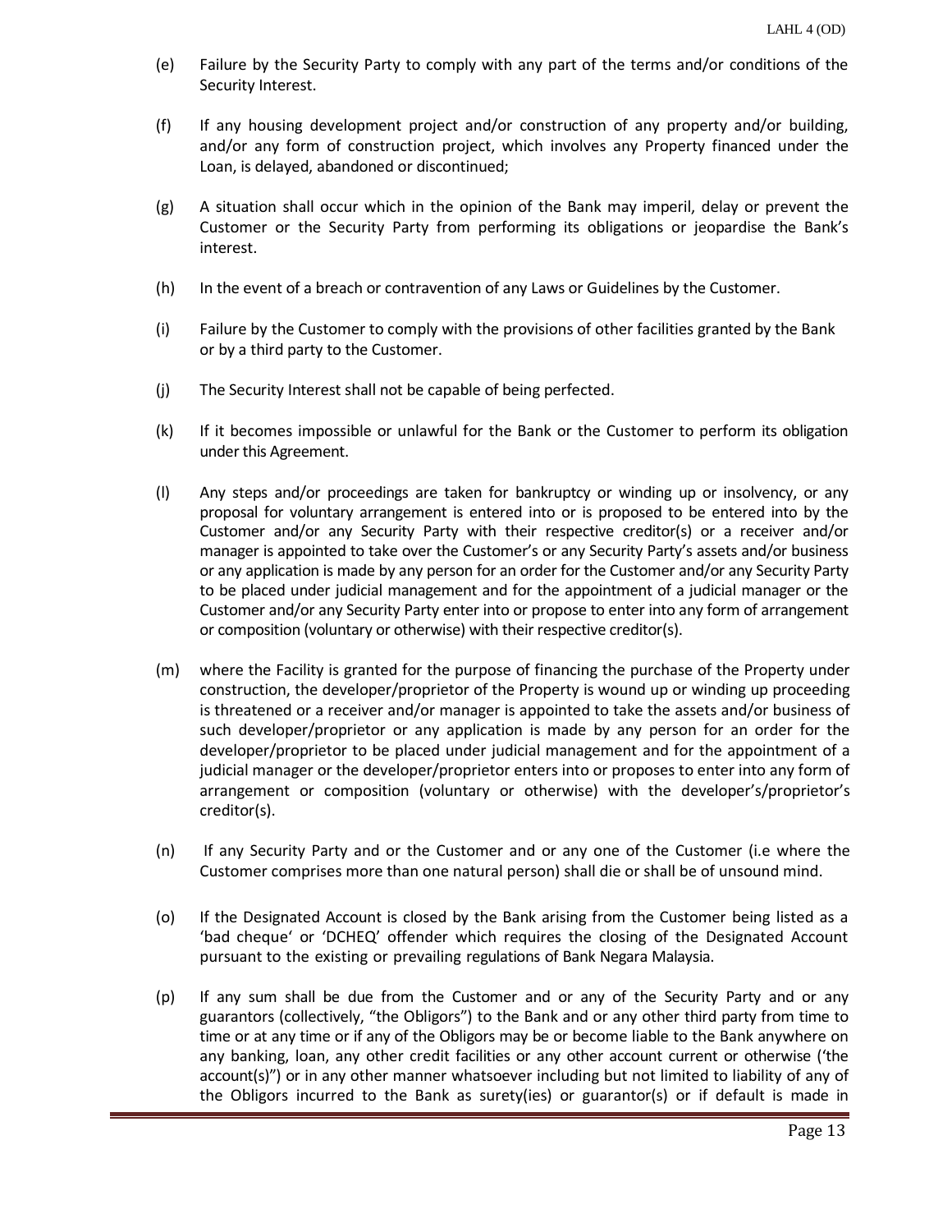(e) Failure by the Security Party to comply with any part of the terms and/or conditions of the Security Interest.

(f) If any housing development project and/or construction of any property and/or building, and/or any form of construction project, which involves any Property financed under the Loan, is delayed, abandoned or discontinued;

(g) A situation shall occur which in the opinion of the Bank may imperil, delay or prevent the Customer or the Security Party from performing its obligations or jeopardise the Bank's interest.

(h) In the event of a breach or contravention of any Laws or Guidelines by the Customer.

(i) Failure by the Customer to comply with the provisions of other facilities granted by the Bank or by a third party to the Customer.

(j) The Security Interest shall not be capable of being perfected.

(k) If it becomes impossible or unlawful for the Bank or the Customer to perform its obligation under this Agreement.

(l) Any steps and/or proceedings are taken for bankruptcy or winding up or insolvency, or any proposal for voluntary arrangement is entered into or is proposed to be entered into by the Customer and/or any Security Party with their respective creditor(s) or a receiver and/or manager is appointed to take over the Customer's or any Security Party's assets and/or business or any application is made by any person for an order for the Customer and/or any Security Party to be placed under judicial management and for the appointment of a judicial manager or the Customer and/or any Security Party enter into or propose to enter into any form of arrangement or composition (voluntary or otherwise) with their respective creditor(s).

(m) where the Facility is granted for the purpose of financing the purchase of the Property under construction, the developer/proprietor of the Property is wound up or winding up proceeding is threatened or a receiver and/or manager is appointed to take the assets and/or business of such developer/proprietor or any application is made by any person for an order for the developer/proprietor to be placed under judicial management and for the appointment of a judicial manager or the developer/proprietor enters into or proposes to enter into any form of arrangement or composition (voluntary or otherwise) with the developer's/proprietor's creditor(s).

(n) If any Security Party and or the Customer and or any one of the Customer (i.e where the Customer comprises more than one natural person) shall die or shall be of unsound mind.

(o) If the Designated Account is closed by the Bank arising from the Customer being listed as a 'bad cheque' or 'DCHEQ' offender which requires the closing of the Designated Account pursuant to the existing or prevailing regulations of Bank Negara Malaysia.

(p) If any sum shall be due from the Customer and or any of the Security Party and or any guarantors (collectively, "the Obligors") to the Bank and or any other third party from time to time or at any time or if any of the Obligors may be or become liable to the Bank anywhere on any banking, loan, any other credit facilities or any other account current or otherwise ('the account(s)") or in any other manner whatsoever including but not limited to liability of any of the Obligors incurred to the Bank as surety(ies) or guarantor(s) or if default is made in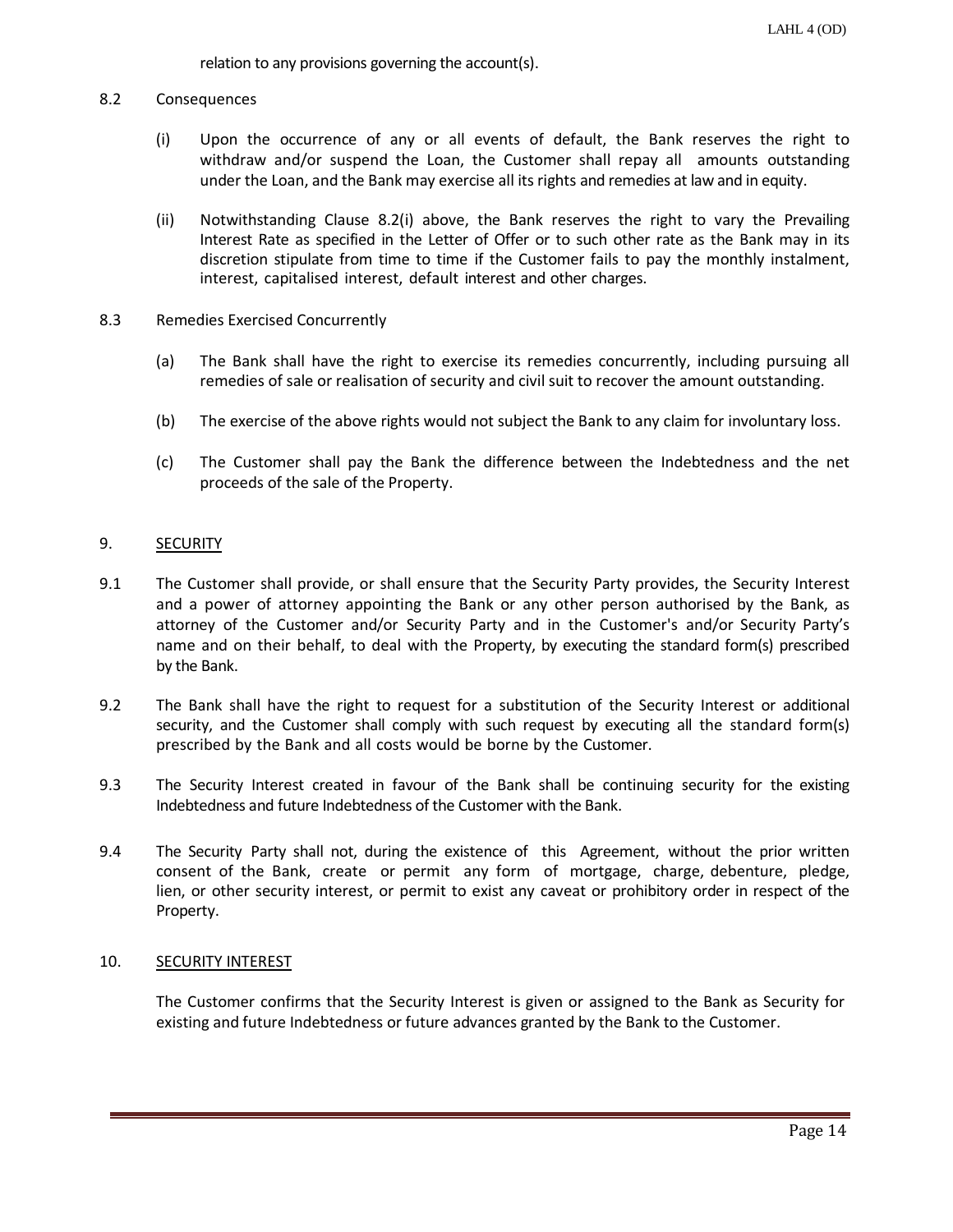relation to any provisions governing the account(s).

8.2 Consequences

(i) Upon the occurrence of any or all events of default, the Bank reserves the right to withdraw and/or suspend the Loan, the Customer shall repay all amounts outstanding under the Loan, and the Bank may exercise all its rights and remedies at law and in equity.

(ii) Notwithstanding Clause 8.2(i) above, the Bank reserves the right to vary the Prevailing Interest Rate as specified in the Letter of Offer or to such other rate as the Bank may in its discretion stipulate from time to time if the Customer fails to pay the monthly instalment, interest, capitalised interest, default interest and other charges.

8.3 Remedies Exercised Concurrently

(a) The Bank shall have the right to exercise its remedies concurrently, including pursuing all remedies of sale or realisation of security and civil suit to recover the amount outstanding.

(b) The exercise of the above rights would not subject the Bank to any claim for involuntary loss.

(c) The Customer shall pay the Bank the difference between the Indebtedness and the net proceeds of the sale of the Property.

## 9. SECURITY

9.1 The Customer shall provide, or shall ensure that the Security Party provides, the Security Interest and a power of attorney appointing the Bank or any other person authorised by the Bank, as attorney of the Customer and/or Security Party and in the Customer's and/or Security Party's name and on their behalf, to deal with the Property, by executing the standard form(s) prescribed by the Bank.

9.2 The Bank shall have the right to request for a substitution of the Security Interest or additional security, and the Customer shall comply with such request by executing all the standard form(s) prescribed by the Bank and all costs would be borne by the Customer.

9.3 The Security Interest created in favour of the Bank shall be continuing security for the existing Indebtedness and future Indebtedness of the Customer with the Bank.

9.4 The Security Party shall not, during the existence of this Agreement, without the prior written consent of the Bank, create or permit any form of mortgage, charge, debenture, pledge, lien, or other security interest, or permit to exist any caveat or prohibitory order in respect of the Property.

## 10. SECURITY INTEREST

The Customer confirms that the Security Interest is given or assigned to the Bank as Security for existing and future Indebtedness or future advances granted by the Bank to the Customer.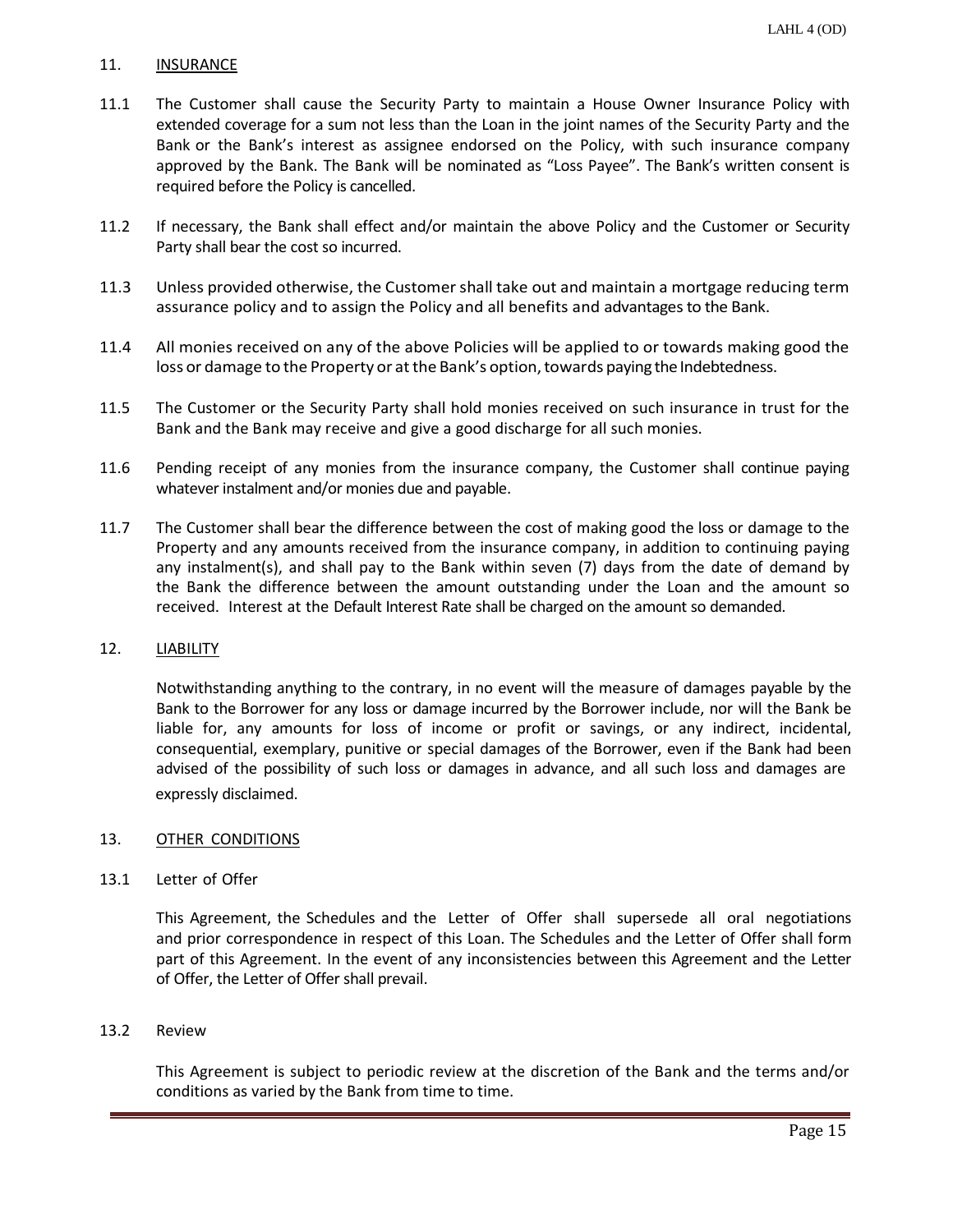## 11. INSURANCE

11.1 The Customer shall cause the Security Party to maintain a House Owner Insurance Policy with extended coverage for a sum not less than the Loan in the joint names of the Security Party and the Bank or the Bank's interest as assignee endorsed on the Policy, with such insurance company approved by the Bank. The Bank will be nominated as "Loss Payee". The Bank's written consent is required before the Policy is cancelled.

11.2 If necessary, the Bank shall effect and/or maintain the above Policy and the Customer or Security Party shall bear the cost so incurred.

11.3 Unless provided otherwise, the Customer shall take out and maintain a mortgage reducing term assurance policy and to assign the Policy and all benefits and advantages to the Bank.

11.4 All monies received on any of the above Policies will be applied to or towards making good the loss or damage to the Property or at the Bank's option, towards paying the Indebtedness.

11.5 The Customer or the Security Party shall hold monies received on such insurance in trust for the Bank and the Bank may receive and give a good discharge for all such monies.

11.6 Pending receipt of any monies from the insurance company, the Customer shall continue paying whatever instalment and/or monies due and payable.

11.7 The Customer shall bear the difference between the cost of making good the loss or damage to the Property and any amounts received from the insurance company, in addition to continuing paying any instalment(s), and shall pay to the Bank within seven (7) days from the date of demand by the Bank the difference between the amount outstanding under the Loan and the amount so received. Interest at the Default Interest Rate shall be charged on the amount so demanded.

## 12. LIABILITY

Notwithstanding anything to the contrary, in no event will the measure of damages payable by the Bank to the Borrower for any loss or damage incurred by the Borrower include, nor will the Bank be liable for, any amounts for loss of income or profit or savings, or any indirect, incidental, consequential, exemplary, punitive or special damages of the Borrower, even if the Bank had been advised of the possibility of such loss or damages in advance, and all such loss and damages are expressly disclaimed.

## 13. OTHER CONDITIONS

13.1 Letter of Offer

This Agreement, the Schedules and the Letter of Offer shall supersede all oral negotiations and prior correspondence in respect of this Loan. The Schedules and the Letter of Offer shall form part of this Agreement. In the event of any inconsistencies between this Agreement and the Letter of Offer, the Letter of Offer shall prevail.

13.2 Review

This Agreement is subject to periodic review at the discretion of the Bank and the terms and/or conditions as varied by the Bank from time to time.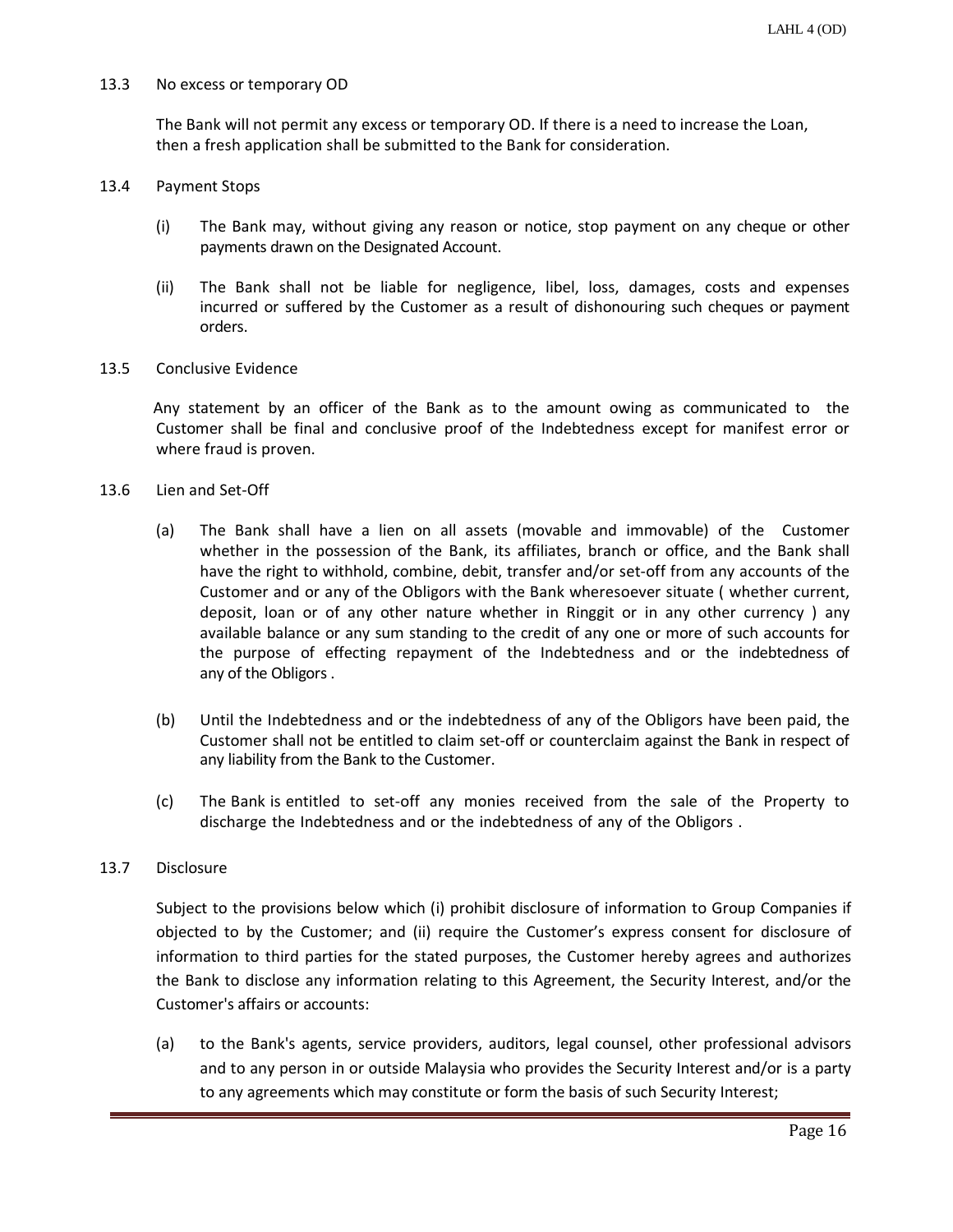13.3 No excess or temporary OD

The Bank will not permit any excess or temporary OD. If there is a need to increase the Loan, then a fresh application shall be submitted to the Bank for consideration.

13.4 Payment Stops

(i) The Bank may, without giving any reason or notice, stop payment on any cheque or other payments drawn on the Designated Account.

(ii) The Bank shall not be liable for negligence, libel, loss, damages, costs and expenses incurred or suffered by the Customer as a result of dishonouring such cheques or payment orders.

13.5 Conclusive Evidence

Any statement by an officer of the Bank as to the amount owing as communicated to the Customer shall be final and conclusive proof of the Indebtedness except for manifest error or where fraud is proven.

13.6 Lien and Set-Off

(a) The Bank shall have a lien on all assets (movable and immovable) of the Customer whether in the possession of the Bank, its affiliates, branch or office, and the Bank shall have the right to withhold, combine, debit, transfer and/or set-off from any accounts of the Customer and or any of the Obligors with the Bank wheresoever situate ( whether current, deposit, loan or of any other nature whether in Ringgit or in any other currency ) any available balance or any sum standing to the credit of any one or more of such accounts for the purpose of effecting repayment of the Indebtedness and or the indebtedness of any of the Obligors .

(b) Until the Indebtedness and or the indebtedness of any of the Obligors have been paid, the Customer shall not be entitled to claim set-off or counterclaim against the Bank in respect of any liability from the Bank to the Customer.

(c) The Bank is entitled to set-off any monies received from the sale of the Property to discharge the Indebtedness and or the indebtedness of any of the Obligors .

13.7 Disclosure

Subject to the provisions below which (i) prohibit disclosure of information to Group Companies if objected to by the Customer; and (ii) require the Customer's express consent for disclosure of information to third parties for the stated purposes, the Customer hereby agrees and authorizes the Bank to disclose any information relating to this Agreement, the Security Interest, and/or the Customer's affairs or accounts:

(a) to the Bank's agents, service providers, auditors, legal counsel, other professional advisors and to any person in or outside Malaysia who provides the Security Interest and/or is a party to any agreements which may constitute or form the basis of such Security Interest;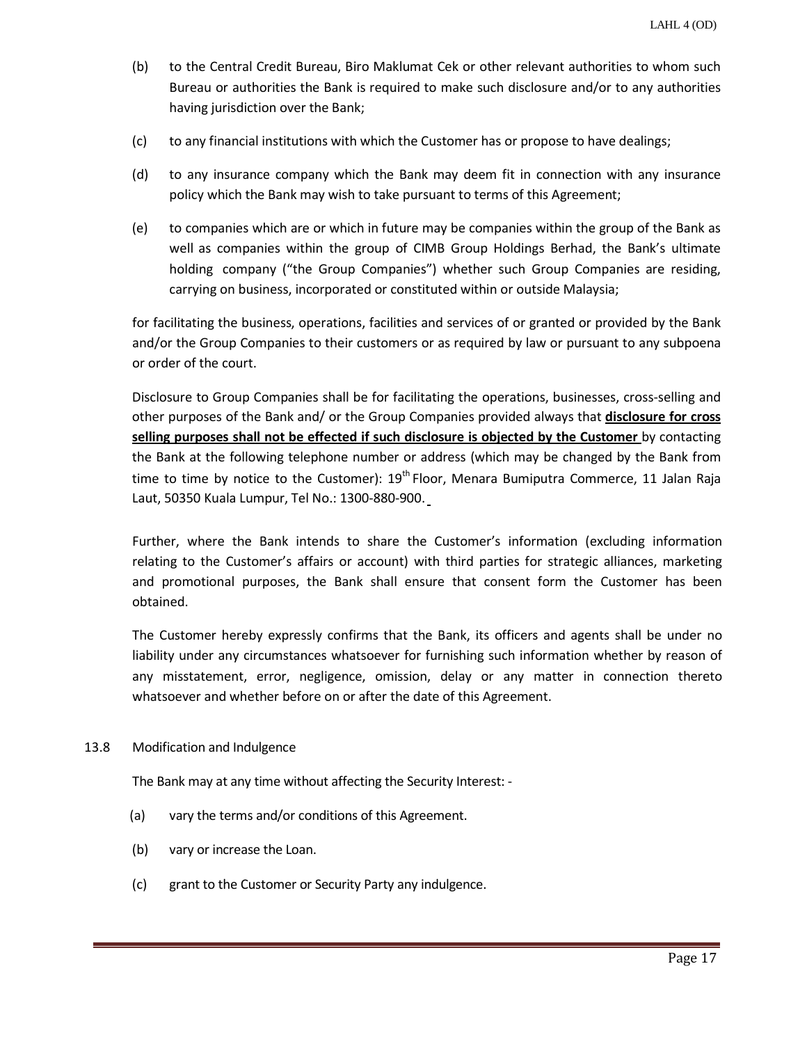(b) to the Central Credit Bureau, Biro Maklumat Cek or other relevant authorities to whom such Bureau or authorities the Bank is required to make such disclosure and/or to any authorities having jurisdiction over the Bank;

(c) to any financial institutions with which the Customer has or propose to have dealings;

(d) to any insurance company which the Bank may deem fit in connection with any insurance policy which the Bank may wish to take pursuant to terms of this Agreement;

(e) to companies which are or which in future may be companies within the group of the Bank as well as companies within the group of CIMB Group Holdings Berhad, the Bank's ultimate holding company ("the Group Companies") whether such Group Companies are residing, carrying on business, incorporated or constituted within or outside Malaysia;

for facilitating the business, operations, facilities and services of or granted or provided by the Bank and/or the Group Companies to their customers or as required by law or pursuant to any subpoena or order of the court.

Disclosure to Group Companies shall be for facilitating the operations, businesses, cross-selling and other purposes of the Bank and/ or the Group Companies provided always that **disclosure for cross selling purposes shall not be effected if such disclosure is objected by the Customer** by contacting the Bank at the following telephone number or address (which may be changed by the Bank from time to time by notice to the Customer): 19th Floor, Menara Bumiputra Commerce, 11 Jalan Raja Laut, 50350 Kuala Lumpur, Tel No.: 1300-880-900.

Further, where the Bank intends to share the Customer's information (excluding information relating to the Customer's affairs or account) with third parties for strategic alliances, marketing and promotional purposes, the Bank shall ensure that consent form the Customer has been obtained.

The Customer hereby expressly confirms that the Bank, its officers and agents shall be under no liability under any circumstances whatsoever for furnishing such information whether by reason of any misstatement, error, negligence, omission, delay or any matter in connection thereto whatsoever and whether before on or after the date of this Agreement.

13.8 Modification and Indulgence

The Bank may at any time without affecting the Security Interest: -

(a) vary the terms and/or conditions of this Agreement.

(b) vary or increase the Loan.

(c) grant to the Customer or Security Party any indulgence.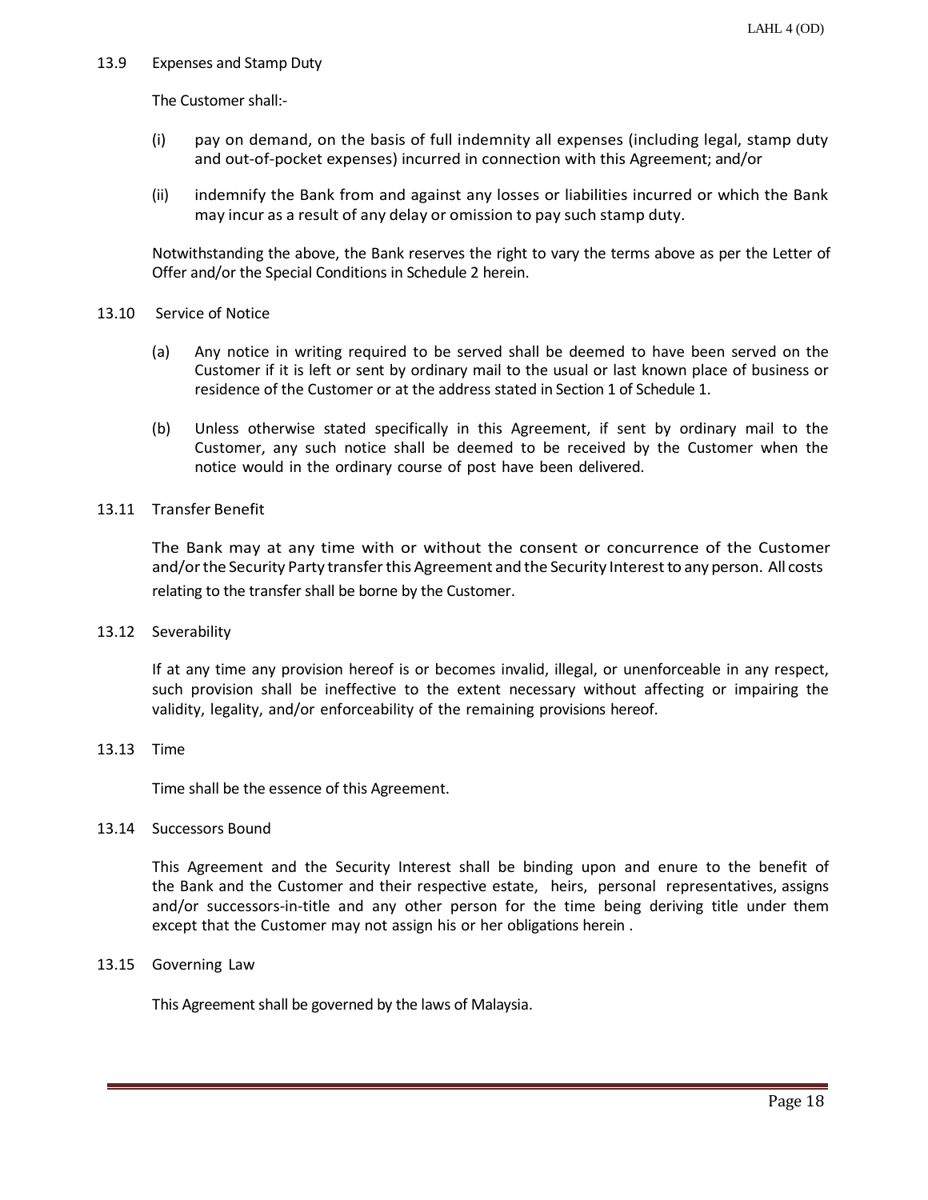13.9 Expenses and Stamp Duty

The Customer shall:-

(i) pay on demand, on the basis of full indemnity all expenses (including legal, stamp duty and out-of-pocket expenses) incurred in connection with this Agreement; and/or

(ii) indemnify the Bank from and against any losses or liabilities incurred or which the Bank may incur as a result of any delay or omission to pay such stamp duty.

Notwithstanding the above, the Bank reserves the right to vary the terms above as per the Letter of Offer and/or the Special Conditions in Schedule 2 herein.

13.10 Service of Notice

(a) Any notice in writing required to be served shall be deemed to have been served on the Customer if it is left or sent by ordinary mail to the usual or last known place of business or residence of the Customer or at the address stated in Section 1 of Schedule 1.

(b) Unless otherwise stated specifically in this Agreement, if sent by ordinary mail to the Customer, any such notice shall be deemed to be received by the Customer when the notice would in the ordinary course of post have been delivered.

13.11 Transfer Benefit

The Bank may at any time with or without the consent or concurrence of the Customer and/or the Security Party transfer this Agreement and the Security Interest to any person. All costs relating to the transfer shall be borne by the Customer.

13.12 Severability

If at any time any provision hereof is or becomes invalid, illegal, or unenforceable in any respect, such provision shall be ineffective to the extent necessary without affecting or impairing the validity, legality, and/or enforceability of the remaining provisions hereof.

13.13 Time

Time shall be the essence of this Agreement.

13.14 Successors Bound

This Agreement and the Security Interest shall be binding upon and enure to the benefit of the Bank and the Customer and their respective estate, heirs, personal representatives, assigns and/or successors-in-title and any other person for the time being deriving title under them except that the Customer may not assign his or her obligations herein .

13.15 Governing Law

This Agreement shall be governed by the laws of Malaysia.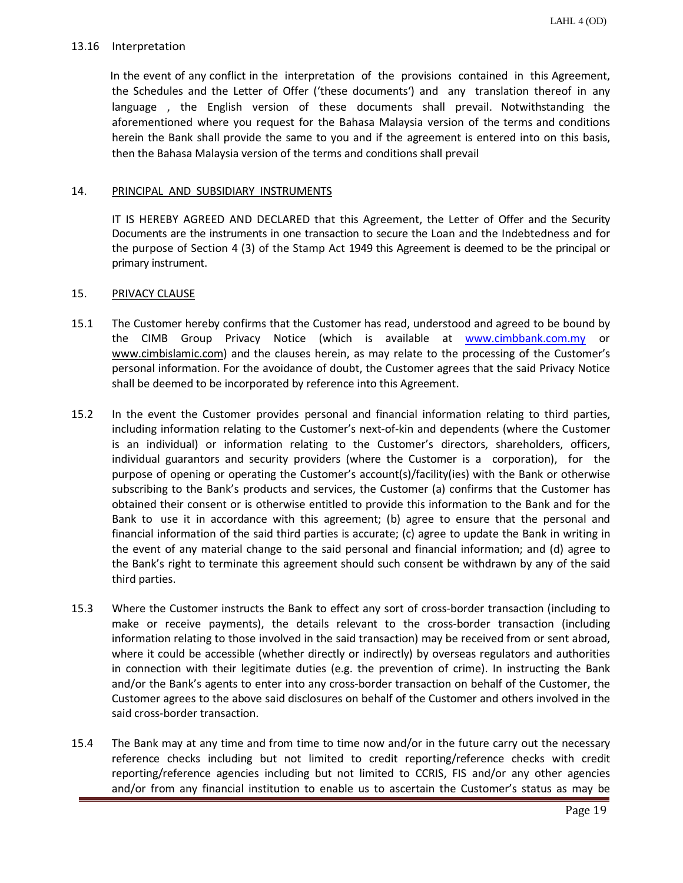13.16 Interpretation

In the event of any conflict in the interpretation of the provisions contained in this Agreement, the Schedules and the Letter of Offer ('these documents') and any translation thereof in any language , the English version of these documents shall prevail. Notwithstanding the aforementioned where you request for the Bahasa Malaysia version of the terms and conditions herein the Bank shall provide the same to you and if the agreement is entered into on this basis, then the Bahasa Malaysia version of the terms and conditions shall prevail

## 14. PRINCIPAL AND SUBSIDIARY INSTRUMENTS

IT IS HEREBY AGREED AND DECLARED that this Agreement, the Letter of Offer and the Security Documents are the instruments in one transaction to secure the Loan and the Indebtedness and for the purpose of Section 4 (3) of the Stamp Act 1949 this Agreement is deemed to be the principal or primary instrument.

## 15. PRIVACY CLAUSE

15.1 The Customer hereby confirms that the Customer has read, understood and agreed to be bound by the CIMB Group Privacy Notice (which is available at www.cimbbank.com.my or www.cimbislamic.com) and the clauses herein, as may relate to the processing of the Customer's personal information. For the avoidance of doubt, the Customer agrees that the said Privacy Notice shall be deemed to be incorporated by reference into this Agreement.

15.2 In the event the Customer provides personal and financial information relating to third parties, including information relating to the Customer's next-of-kin and dependents (where the Customer is an individual) or information relating to the Customer's directors, shareholders, officers, individual guarantors and security providers (where the Customer is a corporation), for the purpose of opening or operating the Customer's account(s)/facility(ies) with the Bank or otherwise subscribing to the Bank's products and services, the Customer (a) confirms that the Customer has obtained their consent or is otherwise entitled to provide this information to the Bank and for the Bank to use it in accordance with this agreement; (b) agree to ensure that the personal and financial information of the said third parties is accurate; (c) agree to update the Bank in writing in the event of any material change to the said personal and financial information; and (d) agree to the Bank's right to terminate this agreement should such consent be withdrawn by any of the said third parties.

15.3 Where the Customer instructs the Bank to effect any sort of cross-border transaction (including to make or receive payments), the details relevant to the cross-border transaction (including information relating to those involved in the said transaction) may be received from or sent abroad, where it could be accessible (whether directly or indirectly) by overseas regulators and authorities in connection with their legitimate duties (e.g. the prevention of crime). In instructing the Bank and/or the Bank's agents to enter into any cross-border transaction on behalf of the Customer, the Customer agrees to the above said disclosures on behalf of the Customer and others involved in the said cross-border transaction.

15.4 The Bank may at any time and from time to time now and/or in the future carry out the necessary reference checks including but not limited to credit reporting/reference checks with credit reporting/reference agencies including but not limited to CCRIS, FIS and/or any other agencies and/or from any financial institution to enable us to ascertain the Customer's status as may be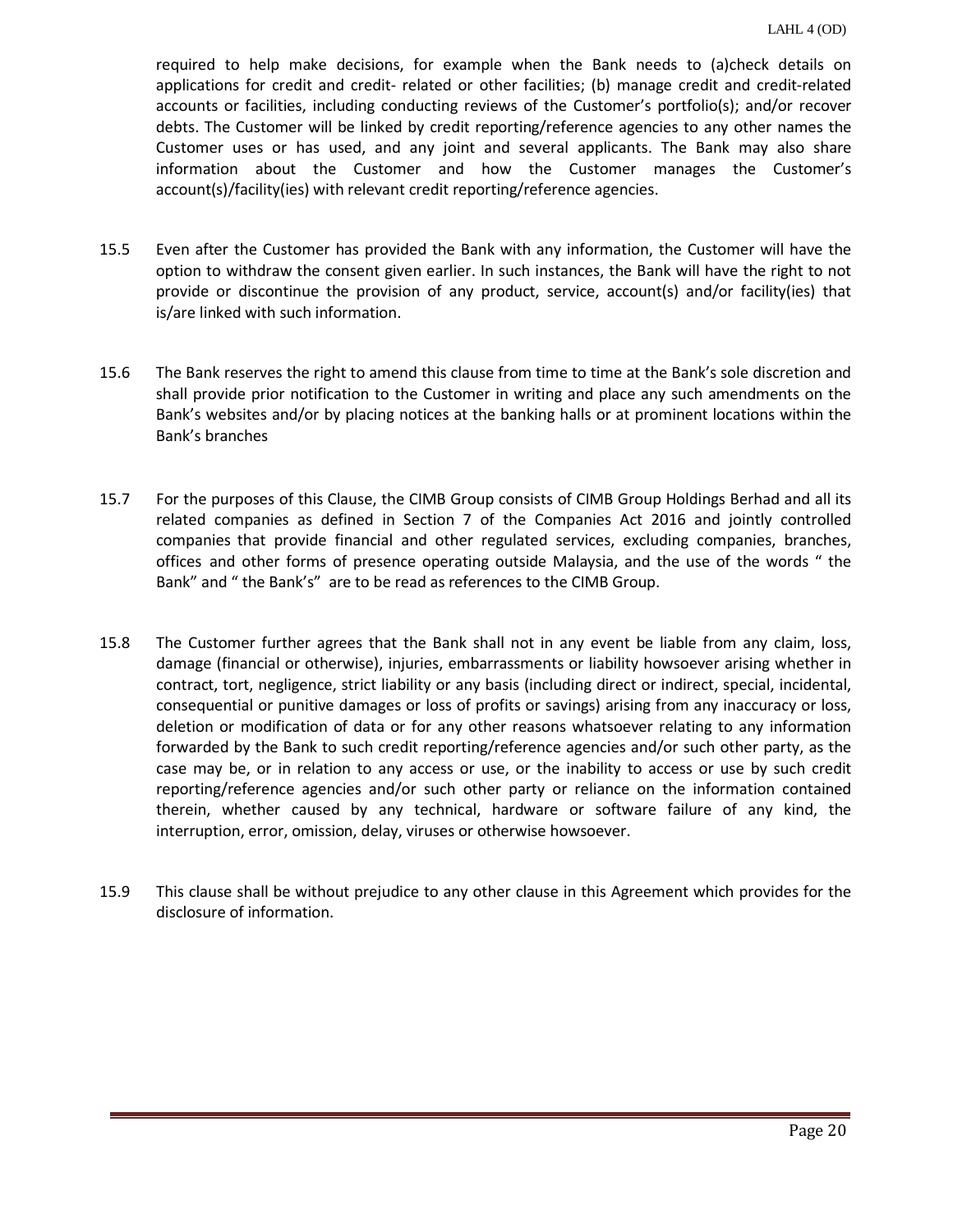required to help make decisions, for example when the Bank needs to (a)check details on applications for credit and credit- related or other facilities; (b) manage credit and credit-related accounts or facilities, including conducting reviews of the Customer's portfolio(s); and/or recover debts. The Customer will be linked by credit reporting/reference agencies to any other names the Customer uses or has used, and any joint and several applicants. The Bank may also share information about the Customer and how the Customer manages the Customer's account(s)/facility(ies) with relevant credit reporting/reference agencies.

15.5 Even after the Customer has provided the Bank with any information, the Customer will have the option to withdraw the consent given earlier. In such instances, the Bank will have the right to not provide or discontinue the provision of any product, service, account(s) and/or facility(ies) that is/are linked with such information.

15.6 The Bank reserves the right to amend this clause from time to time at the Bank's sole discretion and shall provide prior notification to the Customer in writing and place any such amendments on the Bank's websites and/or by placing notices at the banking halls or at prominent locations within the Bank's branches

15.7 For the purposes of this Clause, the CIMB Group consists of CIMB Group Holdings Berhad and all its related companies as defined in Section 7 of the Companies Act 2016 and jointly controlled companies that provide financial and other regulated services, excluding companies, branches, offices and other forms of presence operating outside Malaysia, and the use of the words " the Bank" and " the Bank's" are to be read as references to the CIMB Group.

15.8 The Customer further agrees that the Bank shall not in any event be liable from any claim, loss, damage (financial or otherwise), injuries, embarrassments or liability howsoever arising whether in contract, tort, negligence, strict liability or any basis (including direct or indirect, special, incidental, consequential or punitive damages or loss of profits or savings) arising from any inaccuracy or loss, deletion or modification of data or for any other reasons whatsoever relating to any information forwarded by the Bank to such credit reporting/reference agencies and/or such other party, as the case may be, or in relation to any access or use, or the inability to access or use by such credit reporting/reference agencies and/or such other party or reliance on the information contained therein, whether caused by any technical, hardware or software failure of any kind, the interruption, error, omission, delay, viruses or otherwise howsoever.

15.9 This clause shall be without prejudice to any other clause in this Agreement which provides for the disclosure of information.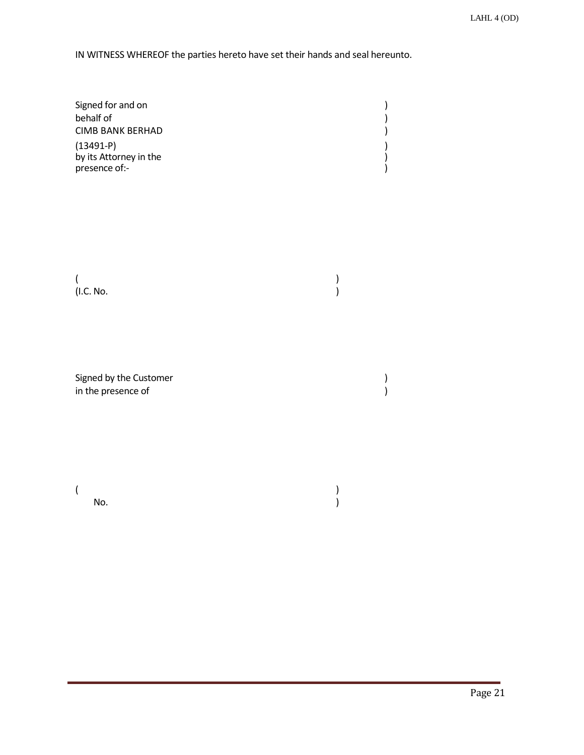IN WITNESS WHEREOF the parties hereto have set their hands and seal hereunto.

Signed for and on )
behalf of )
CIMB BANK BERHAD )
(13491-P) )
by its Attorney in the )
presence of:- )

( )
(I.C. No. )

Signed by the Customer )
in the presence of )

( )
No. )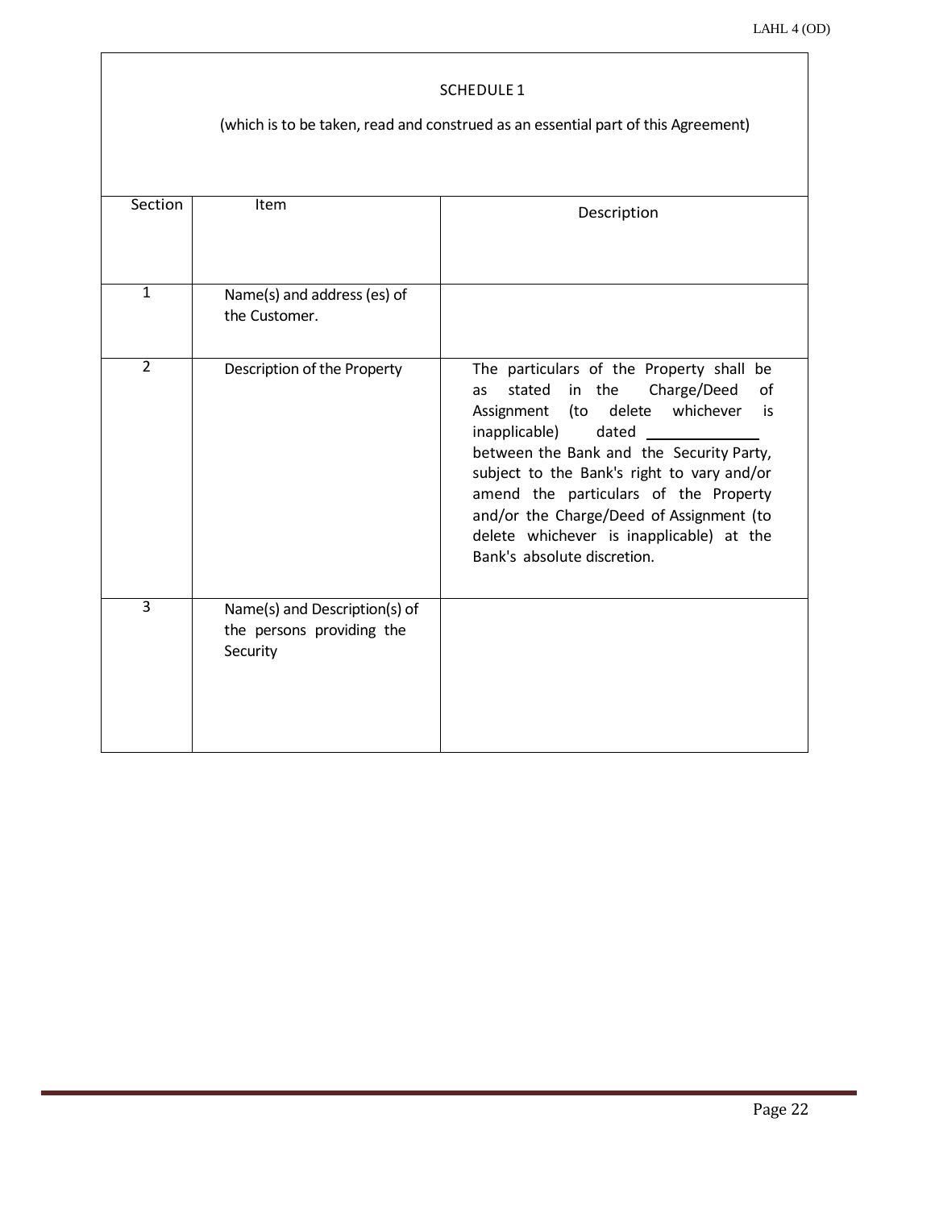## SCHEDULE 1

(which is to be taken, read and construed as an essential part of this Agreement)

| Section | Item | Description |
|---|---|---|
| 1 | Name(s) and address (es) of the Customer. | |
| 2 | Description of the Property | The particulars of the Property shall be as stated in the Charge/Deed of Assignment (to delete whichever is inapplicable) dated ______________ between the Bank and the Security Party, subject to the Bank's right to vary and/or amend the particulars of the Property and/or the Charge/Deed of Assignment (to delete whichever is inapplicable) at the Bank's absolute discretion. |
| 3 | Name(s) and Description(s) of the persons providing the Security | |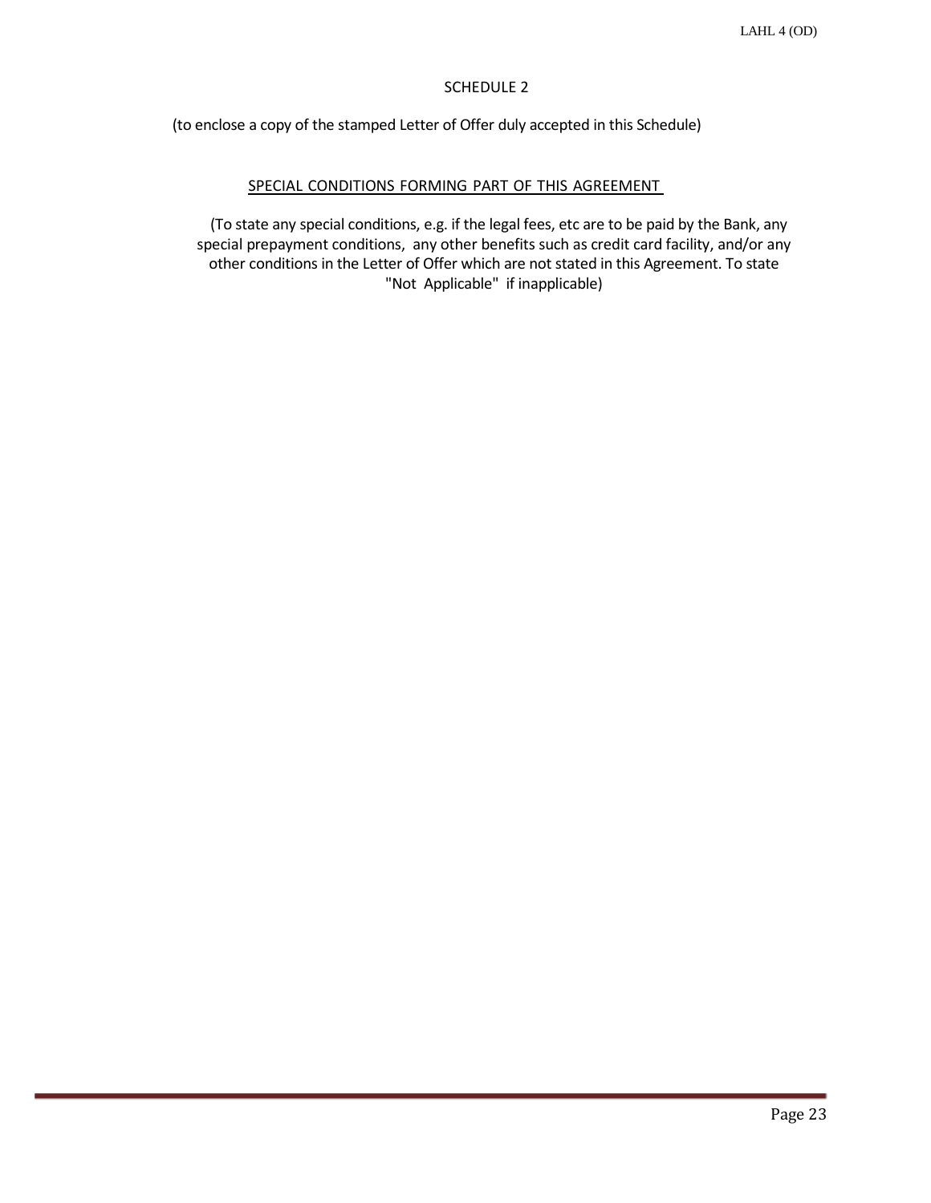## SCHEDULE 2

(to enclose a copy of the stamped Letter of Offer duly accepted in this Schedule)

### SPECIAL CONDITIONS FORMING PART OF THIS AGREEMENT

(To state any special conditions, e.g. if the legal fees, etc are to be paid by the Bank, any special prepayment conditions, any other benefits such as credit card facility, and/or any other conditions in the Letter of Offer which are not stated in this Agreement. To state "Not Applicable" if inapplicable)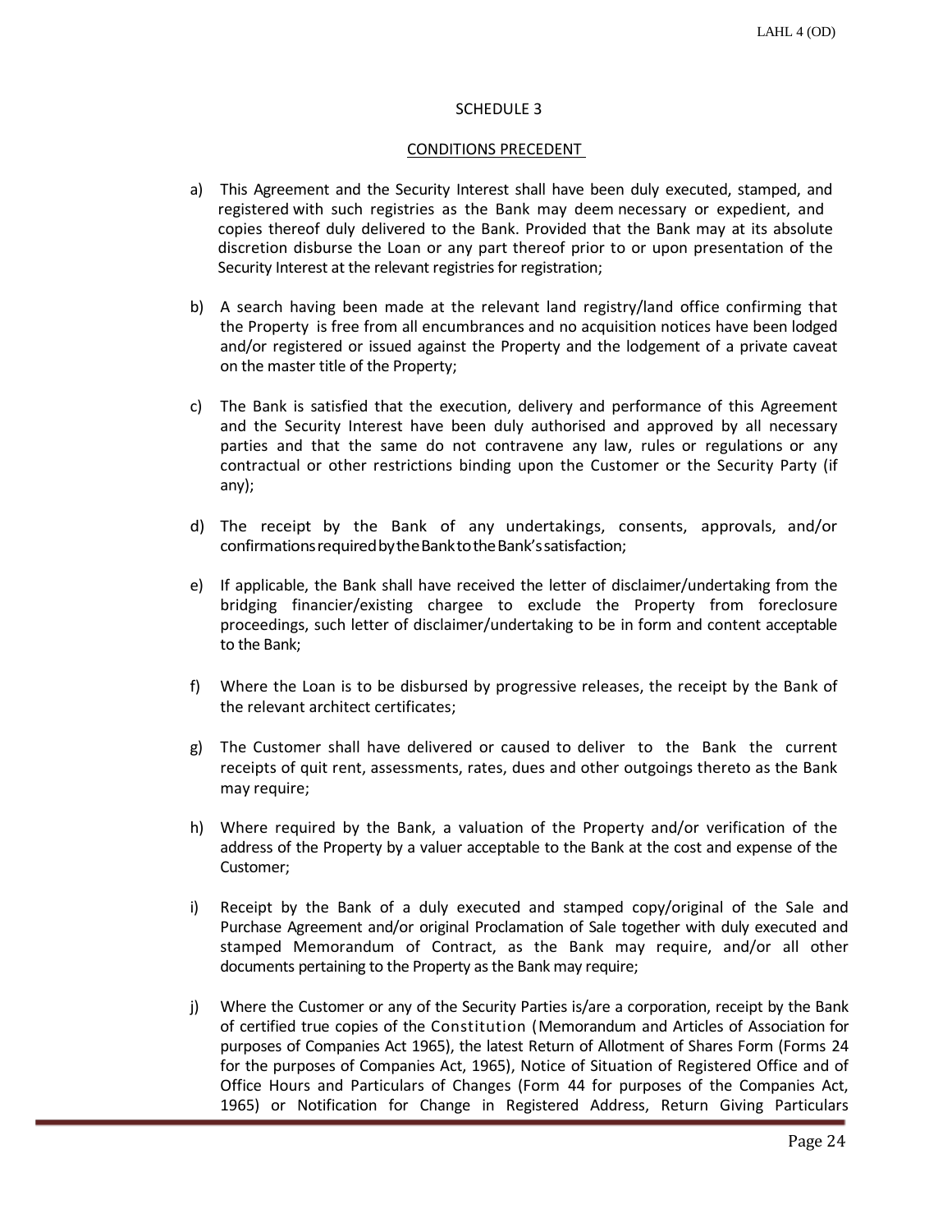## SCHEDULE 3

## CONDITIONS PRECEDENT

a) This Agreement and the Security Interest shall have been duly executed, stamped, and registered with such registries as the Bank may deem necessary or expedient, and copies thereof duly delivered to the Bank. Provided that the Bank may at its absolute discretion disburse the Loan or any part thereof prior to or upon presentation of the Security Interest at the relevant registries for registration;

b) A search having been made at the relevant land registry/land office confirming that the Property is free from all encumbrances and no acquisition notices have been lodged and/or registered or issued against the Property and the lodgement of a private caveat on the master title of the Property;

c) The Bank is satisfied that the execution, delivery and performance of this Agreement and the Security Interest have been duly authorised and approved by all necessary parties and that the same do not contravene any law, rules or regulations or any contractual or other restrictions binding upon the Customer or the Security Party (if any);

d) The receipt by the Bank of any undertakings, consents, approvals, and/or confirmations required by the Bank to the Bank's satisfaction;

e) If applicable, the Bank shall have received the letter of disclaimer/undertaking from the bridging financier/existing chargee to exclude the Property from foreclosure proceedings, such letter of disclaimer/undertaking to be in form and content acceptable to the Bank;

f) Where the Loan is to be disbursed by progressive releases, the receipt by the Bank of the relevant architect certificates;

g) The Customer shall have delivered or caused to deliver to the Bank the current receipts of quit rent, assessments, rates, dues and other outgoings thereto as the Bank may require;

h) Where required by the Bank, a valuation of the Property and/or verification of the address of the Property by a valuer acceptable to the Bank at the cost and expense of the Customer;

i) Receipt by the Bank of a duly executed and stamped copy/original of the Sale and Purchase Agreement and/or original Proclamation of Sale together with duly executed and stamped Memorandum of Contract, as the Bank may require, and/or all other documents pertaining to the Property as the Bank may require;

j) Where the Customer or any of the Security Parties is/are a corporation, receipt by the Bank of certified true copies of the Constitution (Memorandum and Articles of Association for purposes of Companies Act 1965), the latest Return of Allotment of Shares Form (Forms 24 for the purposes of Companies Act, 1965), Notice of Situation of Registered Office and of Office Hours and Particulars of Changes (Form 44 for purposes of the Companies Act, 1965) or Notification for Change in Registered Address, Return Giving Particulars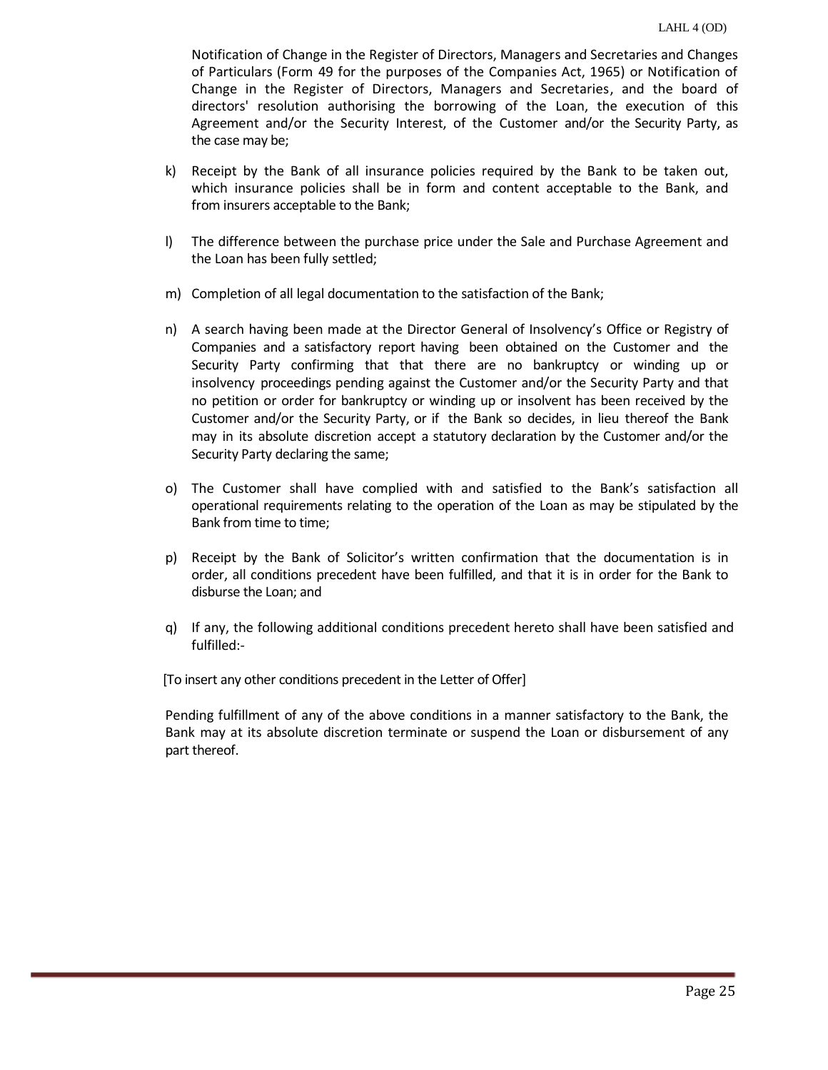Notification of Change in the Register of Directors, Managers and Secretaries and Changes of Particulars (Form 49 for the purposes of the Companies Act, 1965) or Notification of Change in the Register of Directors, Managers and Secretaries, and the board of directors' resolution authorising the borrowing of the Loan, the execution of this Agreement and/or the Security Interest, of the Customer and/or the Security Party, as the case may be;

k) Receipt by the Bank of all insurance policies required by the Bank to be taken out, which insurance policies shall be in form and content acceptable to the Bank, and from insurers acceptable to the Bank;

l) The difference between the purchase price under the Sale and Purchase Agreement and the Loan has been fully settled;

m) Completion of all legal documentation to the satisfaction of the Bank;

n) A search having been made at the Director General of Insolvency's Office or Registry of Companies and a satisfactory report having been obtained on the Customer and the Security Party confirming that that there are no bankruptcy or winding up or insolvency proceedings pending against the Customer and/or the Security Party and that no petition or order for bankruptcy or winding up or insolvent has been received by the Customer and/or the Security Party, or if the Bank so decides, in lieu thereof the Bank may in its absolute discretion accept a statutory declaration by the Customer and/or the Security Party declaring the same;

o) The Customer shall have complied with and satisfied to the Bank's satisfaction all operational requirements relating to the operation of the Loan as may be stipulated by the Bank from time to time;

p) Receipt by the Bank of Solicitor's written confirmation that the documentation is in order, all conditions precedent have been fulfilled, and that it is in order for the Bank to disburse the Loan; and

q) If any, the following additional conditions precedent hereto shall have been satisfied and fulfilled:-

[To insert any other conditions precedent in the Letter of Offer]

Pending fulfillment of any of the above conditions in a manner satisfactory to the Bank, the Bank may at its absolute discretion terminate or suspend the Loan or disbursement of any part thereof.